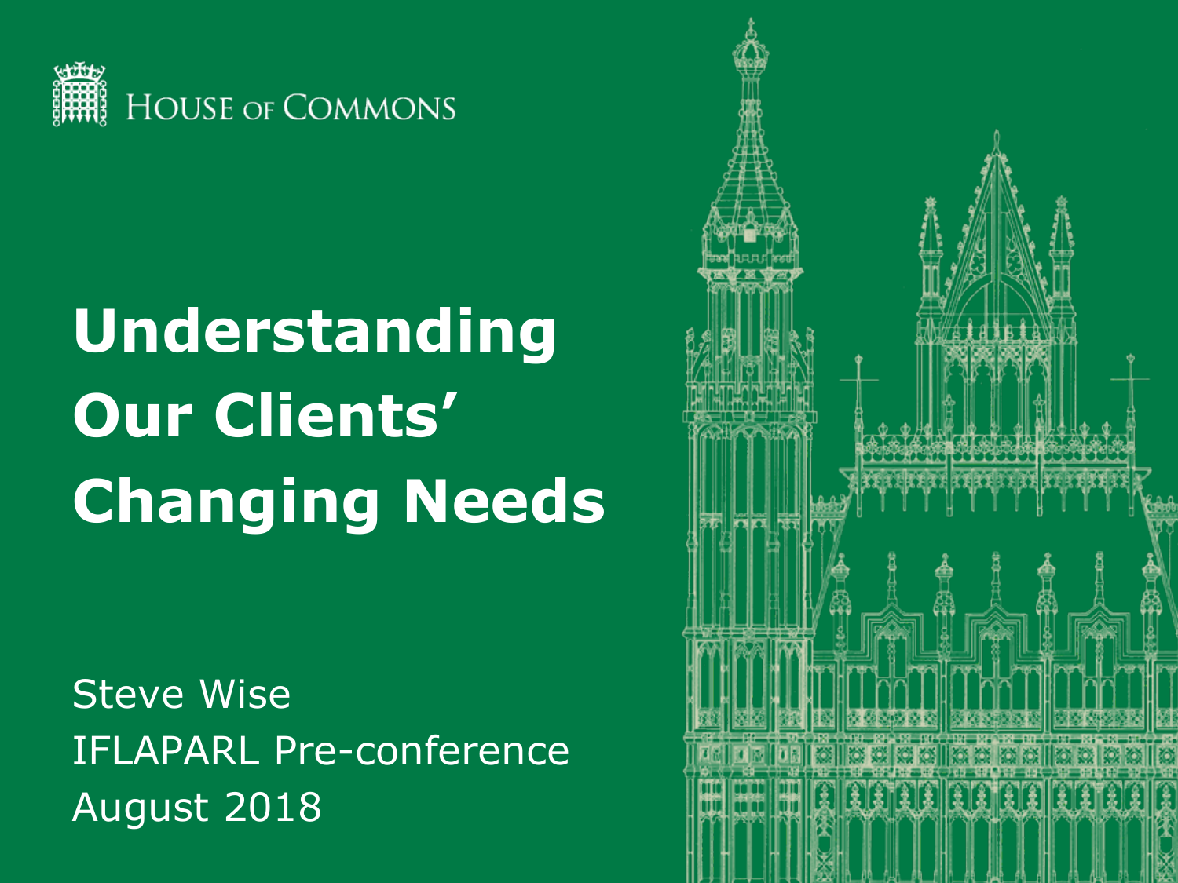HOUSE OF COMMONS

# Understanding Our Clients' Changing Needs

Steve Wise
IFLAPARL Pre-conference
August 2018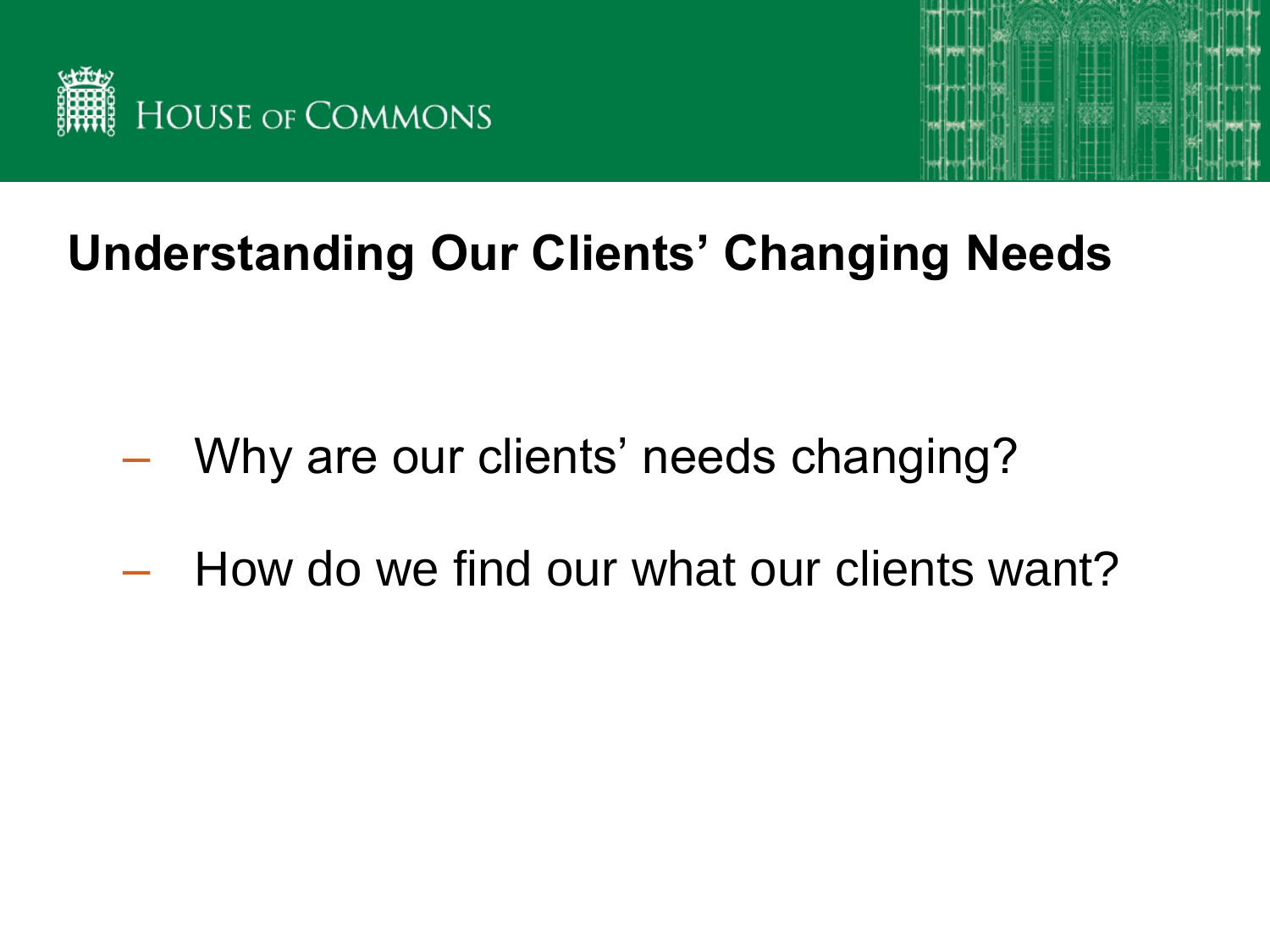# Understanding Our Clients' Changing Needs

- Why are our clients' needs changing?
- How do we find our what our clients want?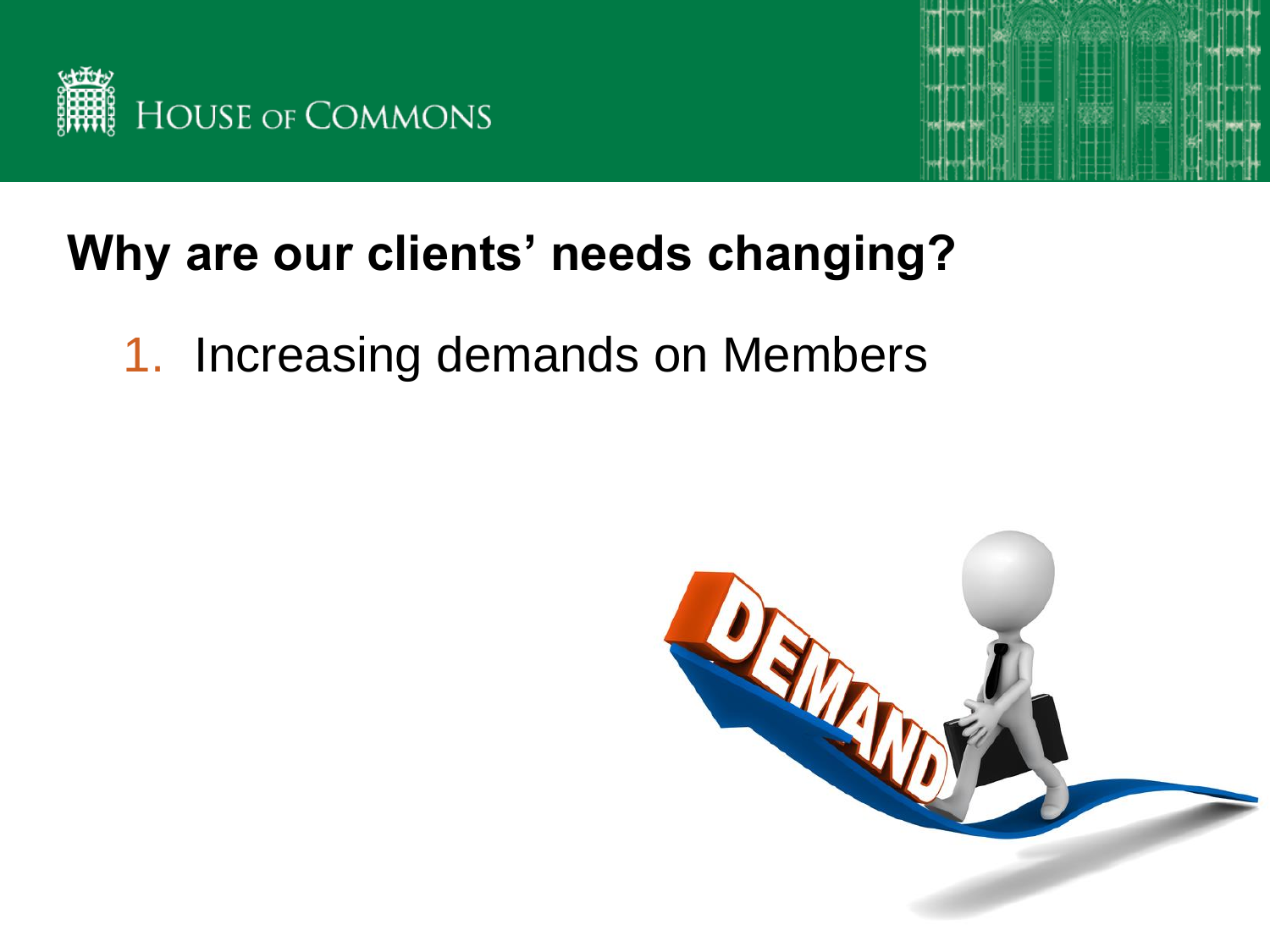## Why are our clients' needs changing?

1. Increasing demands on Members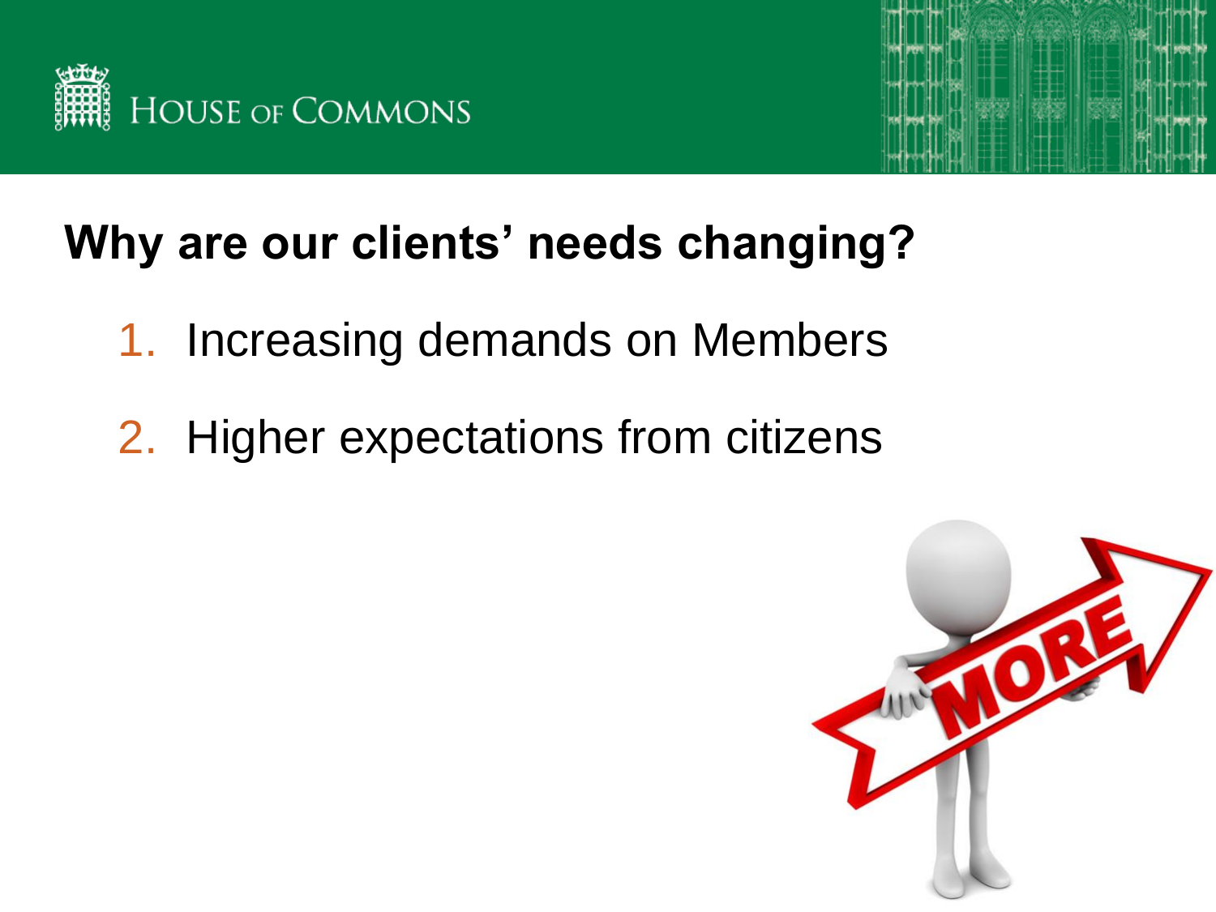## Why are our clients' needs changing?

1. Increasing demands on Members
2. Higher expectations from citizens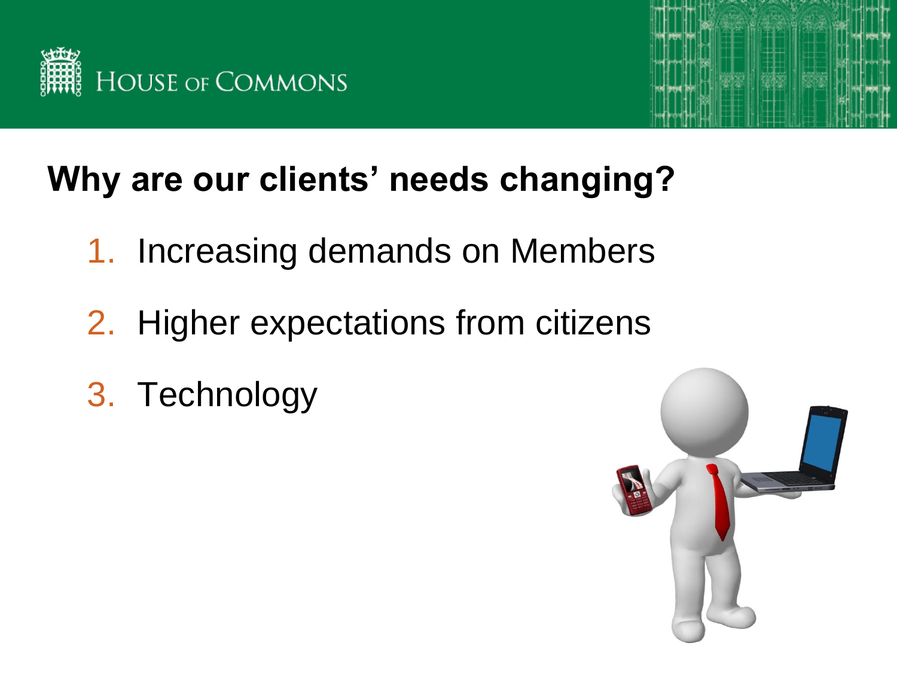# Why are our clients' needs changing?

1. Increasing demands on Members
2. Higher expectations from citizens
3. Technology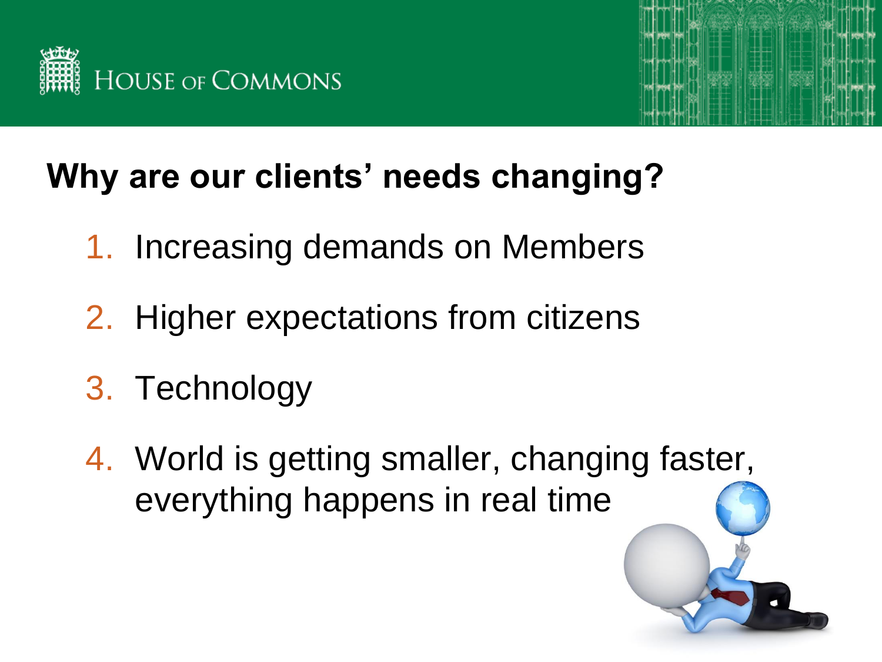## Why are our clients' needs changing?

1. Increasing demands on Members
2. Higher expectations from citizens
3. Technology
4. World is getting smaller, changing faster, everything happens in real time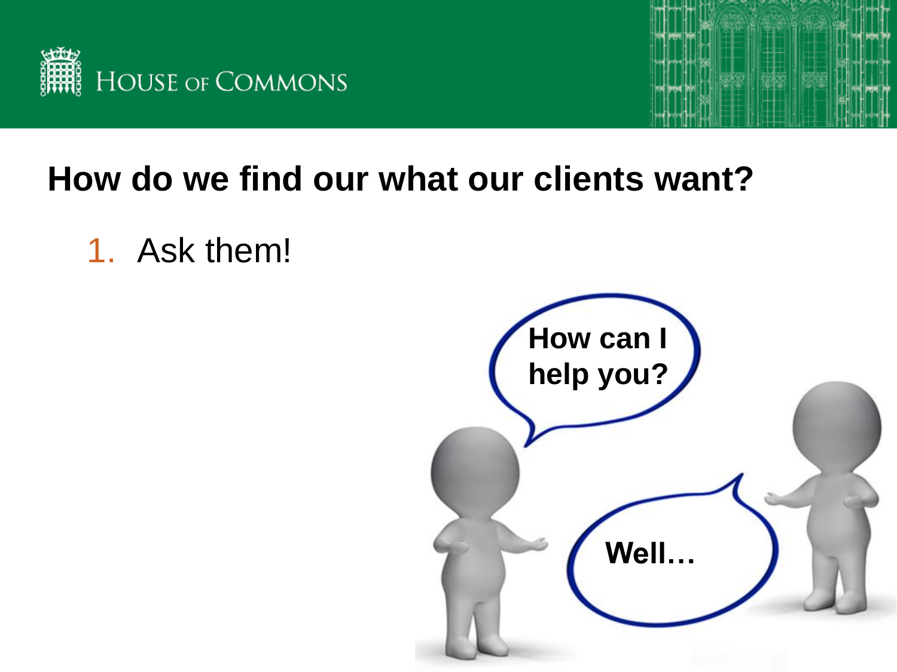## How do we find our what our clients want?

1. Ask them!

How can I help you?

Well…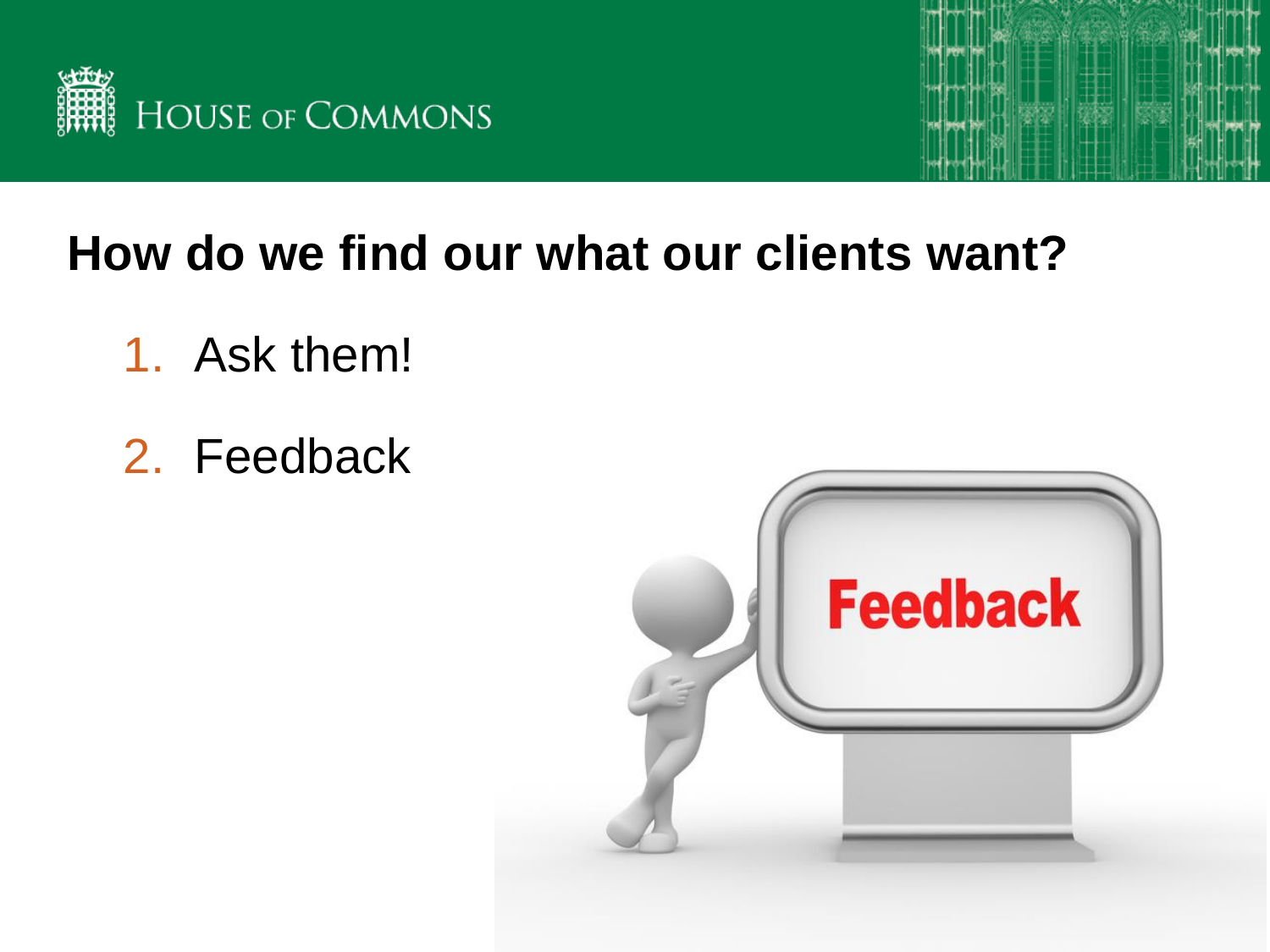## How do we find our what our clients want?

1. Ask them!
2. Feedback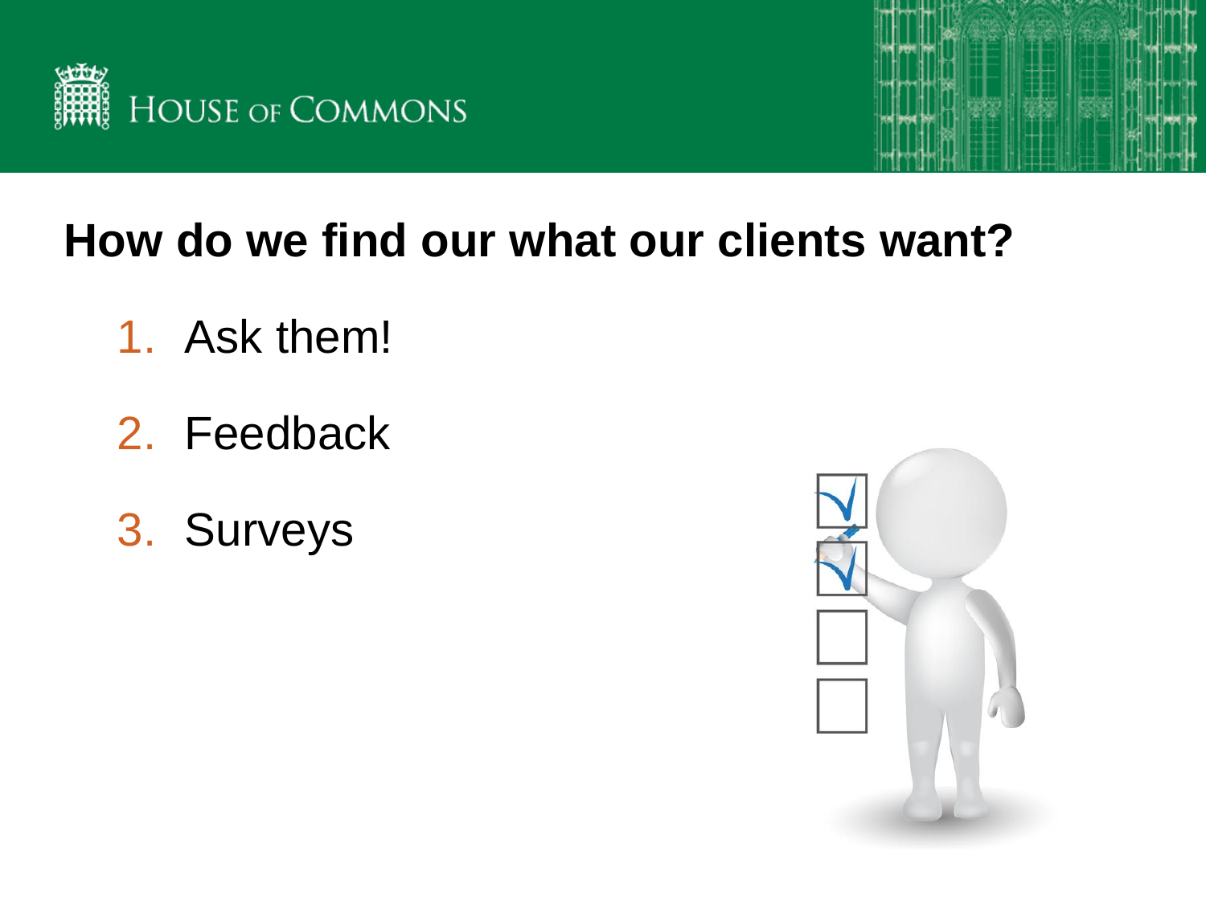## How do we find our what our clients want?

1. Ask them!
2. Feedback
3. Surveys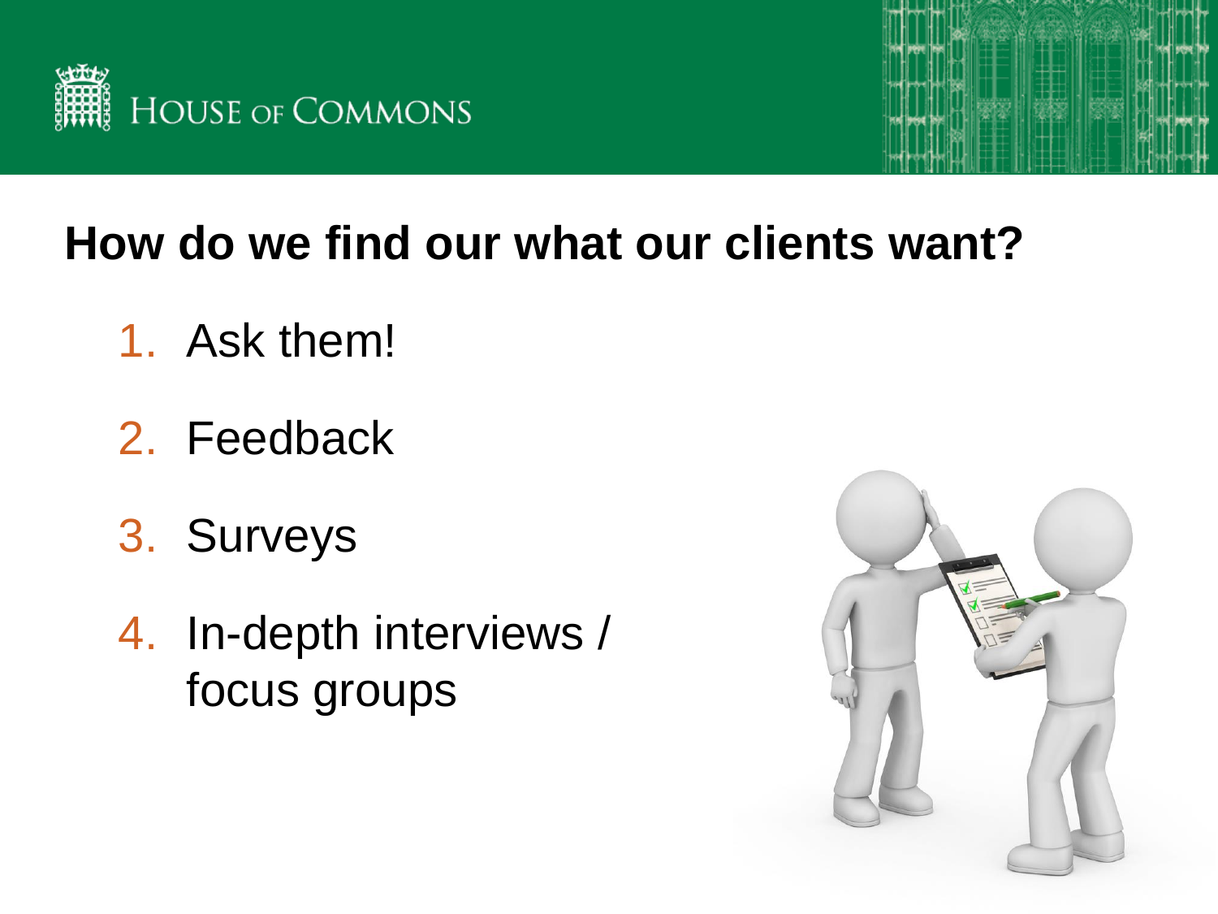## How do we find our what our clients want?

1. Ask them!
2. Feedback
3. Surveys
4. In-depth interviews / focus groups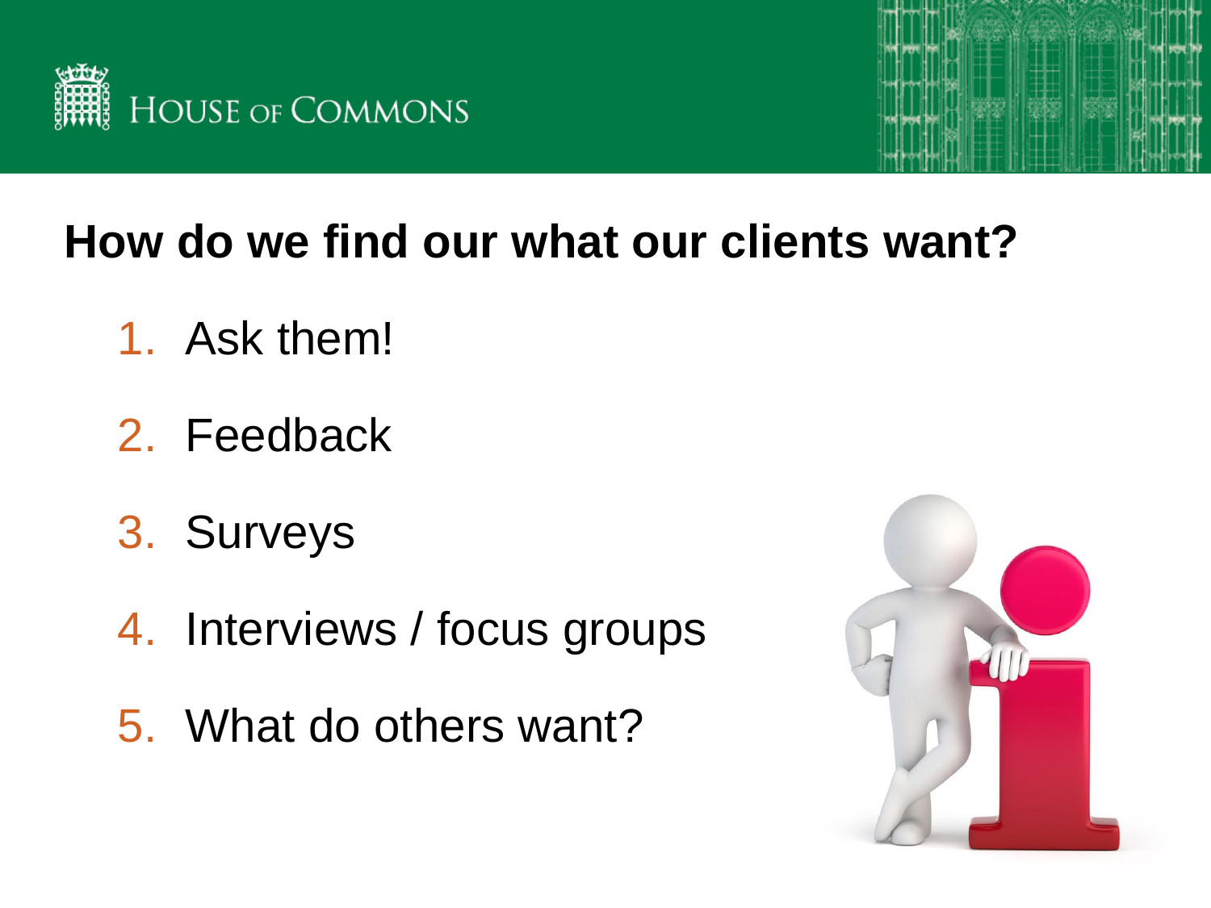## How do we find our what our clients want?

1. Ask them!
2. Feedback
3. Surveys
4. Interviews / focus groups
5. What do others want?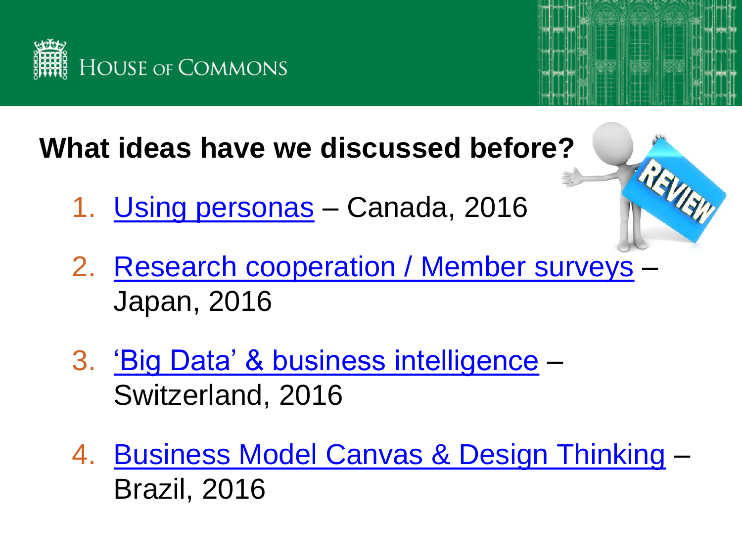## What ideas have we discussed before?

1. Using personas – Canada, 2016
2. Research cooperation / Member surveys – Japan, 2016
3. 'Big Data' & business intelligence – Switzerland, 2016
4. Business Model Canvas & Design Thinking – Brazil, 2016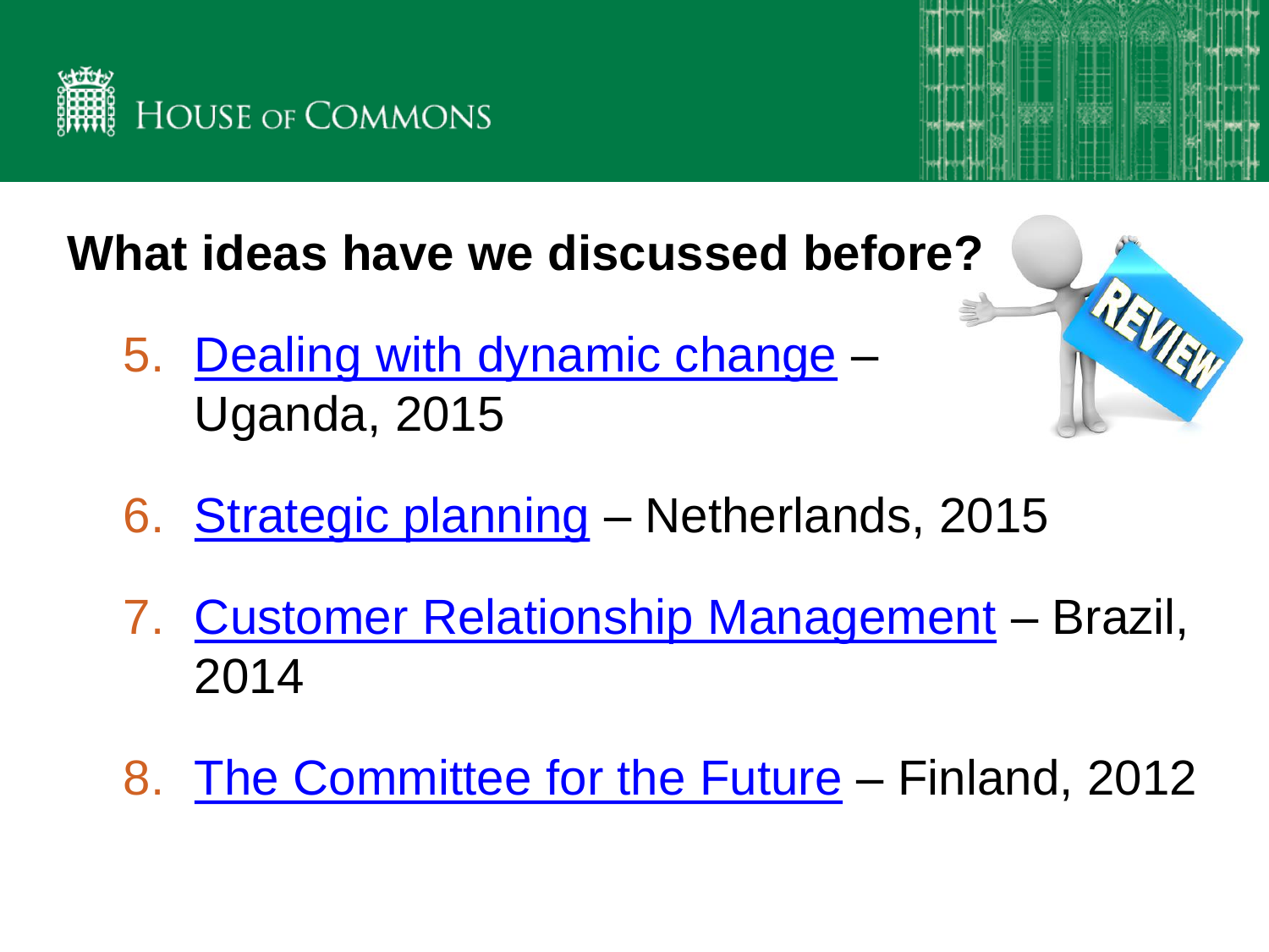## What ideas have we discussed before?

5. Dealing with dynamic change – Uganda, 2015
6. Strategic planning – Netherlands, 2015
7. Customer Relationship Management – Brazil, 2014
8. The Committee for the Future – Finland, 2012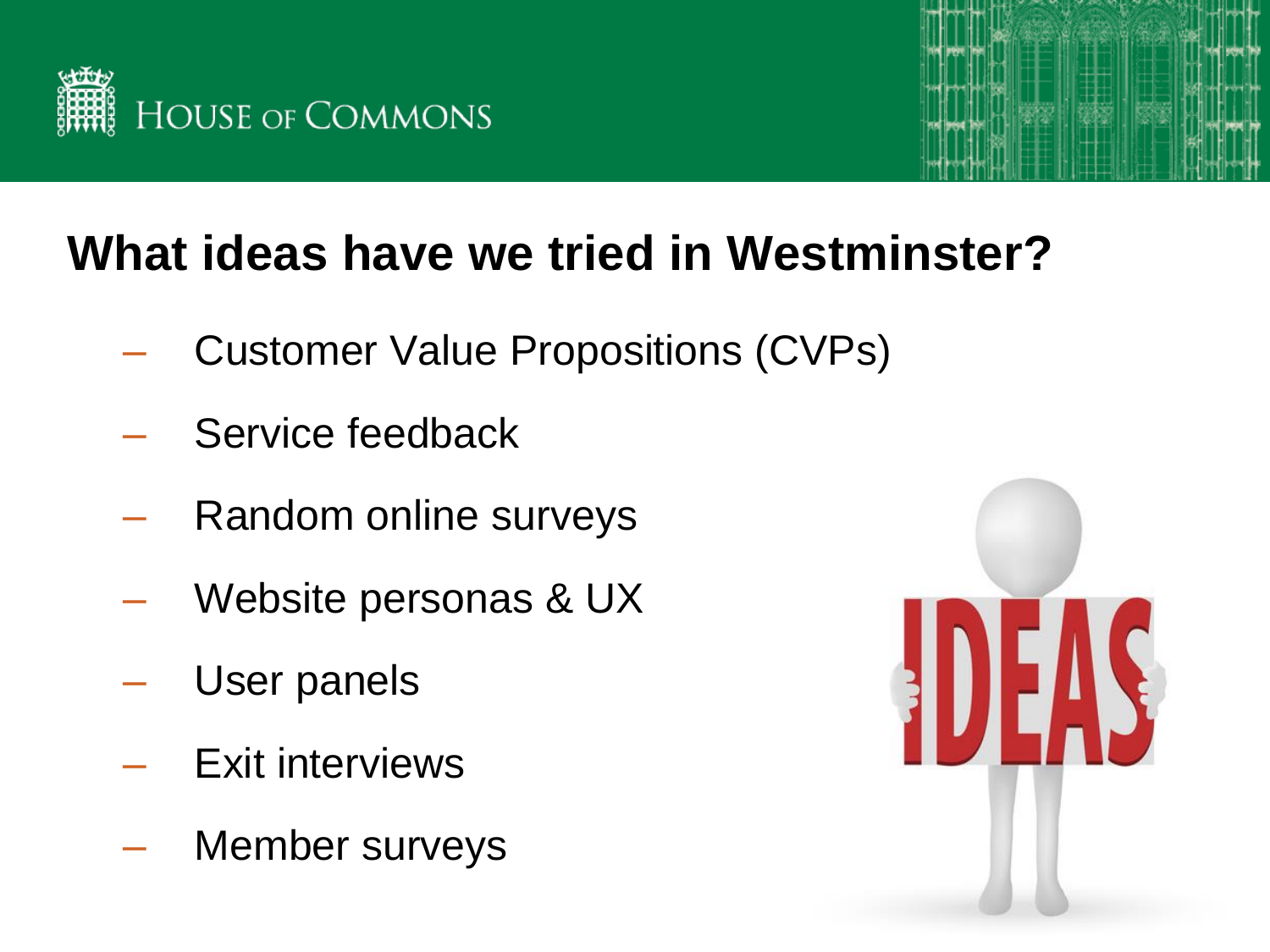# What ideas have we tried in Westminster?

- Customer Value Propositions (CVPs)
- Service feedback
- Random online surveys
- Website personas & UX
- User panels
- Exit interviews
- Member surveys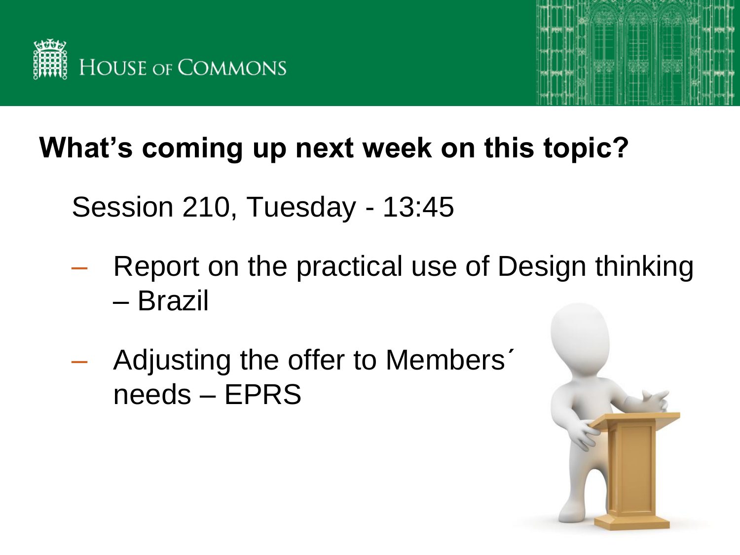## What's coming up next week on this topic?

Session 210, Tuesday - 13:45

- Report on the practical use of Design thinking – Brazil
- Adjusting the offer to Members´ needs – EPRS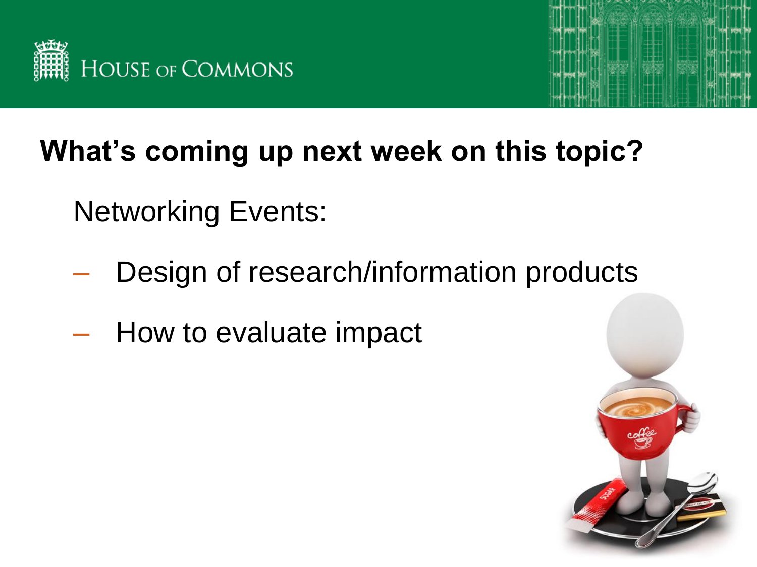## What's coming up next week on this topic?

Networking Events:

- Design of research/information products
- How to evaluate impact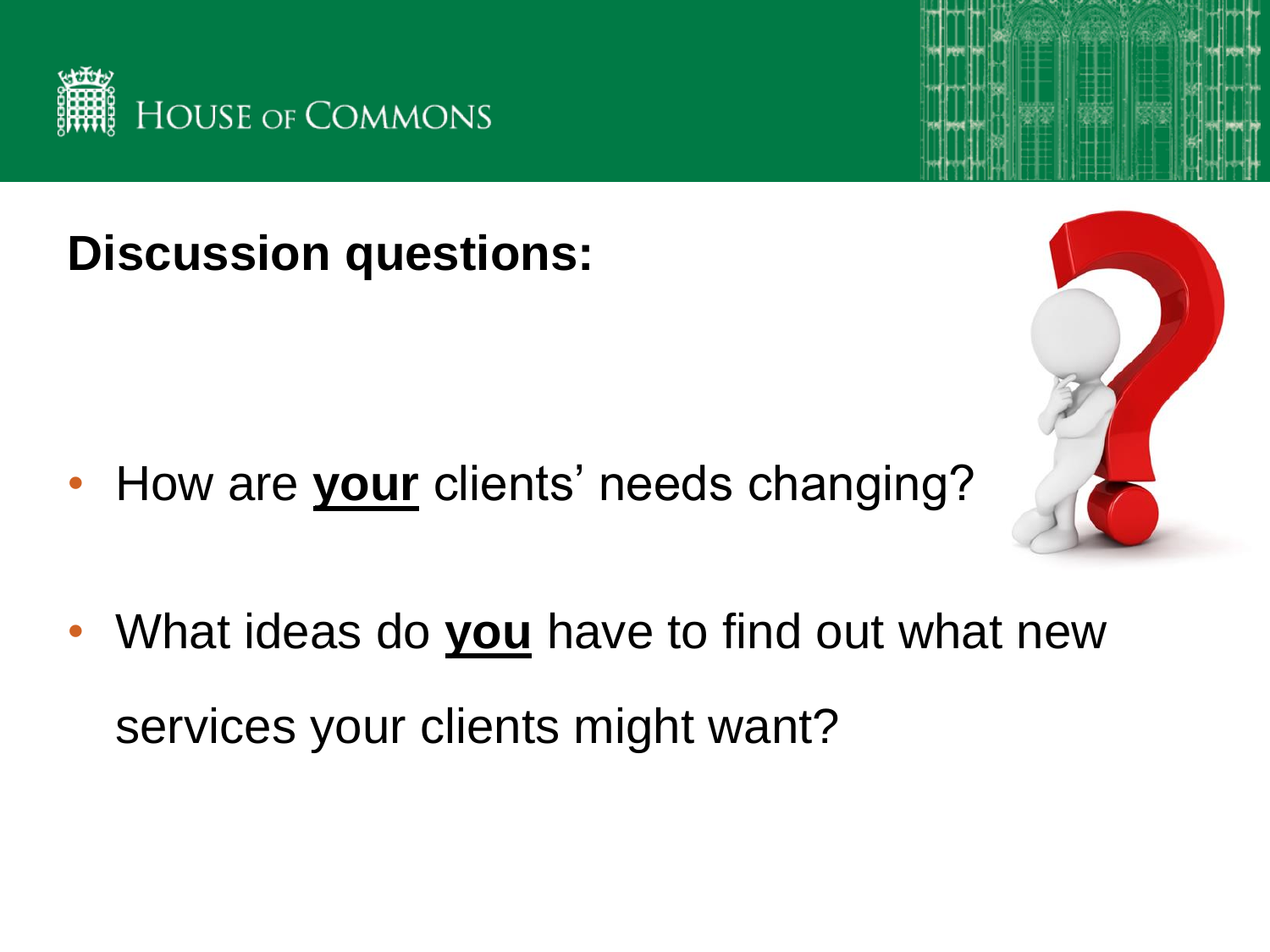## Discussion questions:

- How are **your** clients' needs changing?
- What ideas do **you** have to find out what new services your clients might want?